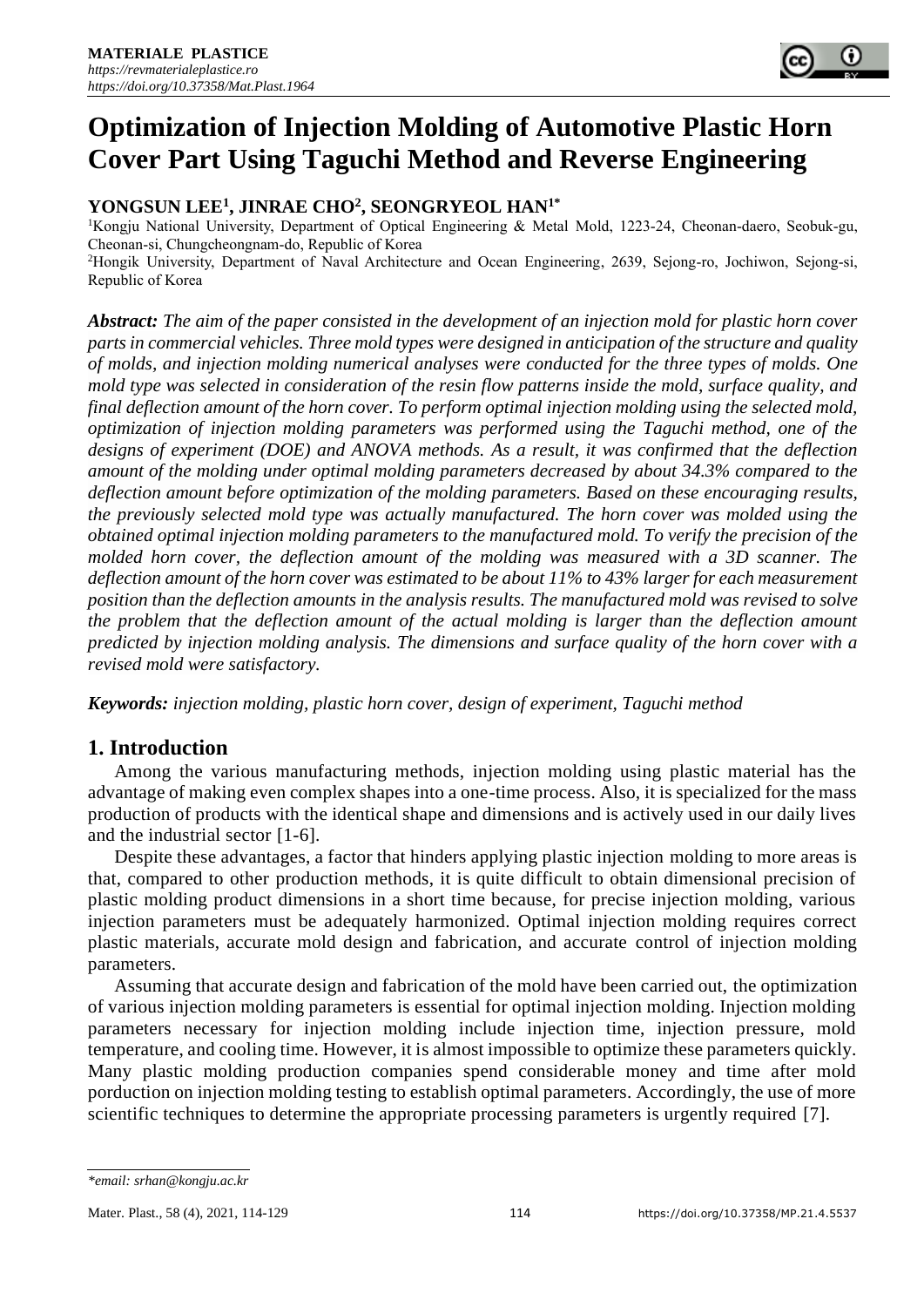# Optimization of Injection Molding of Automotive Plastic Horn Cover Part Using Taguchi Method and Reverse Engineering

**YONGSUN LEE[1], JINRAE CHO[2], SEONGRYEOL HAN[1*]**

[1]Kongju National University, Department of Optical Engineering & Metal Mold, 1223-24, Cheonan-daero, Seobuk-gu, Cheonan-si, Chungcheongnam-do, Republic of Korea

[2]Hongik University, Department of Naval Architecture and Ocean Engineering, 2639, Sejong-ro, Jochiwon, Sejong-si, Republic of Korea

***Abstract:*** *The aim of the paper consisted in the development of an injection mold for plastic horn cover parts in commercial vehicles. Three mold types were designed in anticipation of the structure and quality of molds, and injection molding numerical analyses were conducted for the three types of molds. One mold type was selected in consideration of the resin flow patterns inside the mold, surface quality, and final deflection amount of the horn cover. To perform optimal injection molding using the selected mold, optimization of injection molding parameters was performed using the Taguchi method, one of the designs of experiment (DOE) and ANOVA methods. As a result, it was confirmed that the deflection amount of the molding under optimal molding parameters decreased by about 34.3% compared to the deflection amount before optimization of the molding parameters. Based on these encouraging results, the previously selected mold type was actually manufactured. The horn cover was molded using the obtained optimal injection molding parameters to the manufactured mold. To verify the precision of the molded horn cover, the deflection amount of the molding was measured with a 3D scanner. The deflection amount of the horn cover was estimated to be about 11% to 43% larger for each measurement position than the deflection amounts in the analysis results. The manufactured mold was revised to solve the problem that the deflection amount of the actual molding is larger than the deflection amount predicted by injection molding analysis. The dimensions and surface quality of the horn cover with a revised mold were satisfactory.*

***Keywords:*** *injection molding, plastic horn cover, design of experiment, Taguchi method*

## 1. Introduction

Among the various manufacturing methods, injection molding using plastic material has the advantage of making even complex shapes into a one-time process. Also, it is specialized for the mass production of products with the identical shape and dimensions and is actively used in our daily lives and the industrial sector [1-6].

Despite these advantages, a factor that hinders applying plastic injection molding to more areas is that, compared to other production methods, it is quite difficult to obtain dimensional precision of plastic molding product dimensions in a short time because, for precise injection molding, various injection parameters must be adequately harmonized. Optimal injection molding requires correct plastic materials, accurate mold design and fabrication, and accurate control of injection molding parameters.

Assuming that accurate design and fabrication of the mold have been carried out, the optimization of various injection molding parameters is essential for optimal injection molding. Injection molding parameters necessary for injection molding include injection time, injection pressure, mold temperature, and cooling time. However, it is almost impossible to optimize these parameters quickly. Many plastic molding production companies spend considerable money and time after mold porduction on injection molding testing to establish optimal parameters. Accordingly, the use of more scientific techniques to determine the appropriate processing parameters is urgently required [7].

*\*email: srhan@kongju.ac.kr*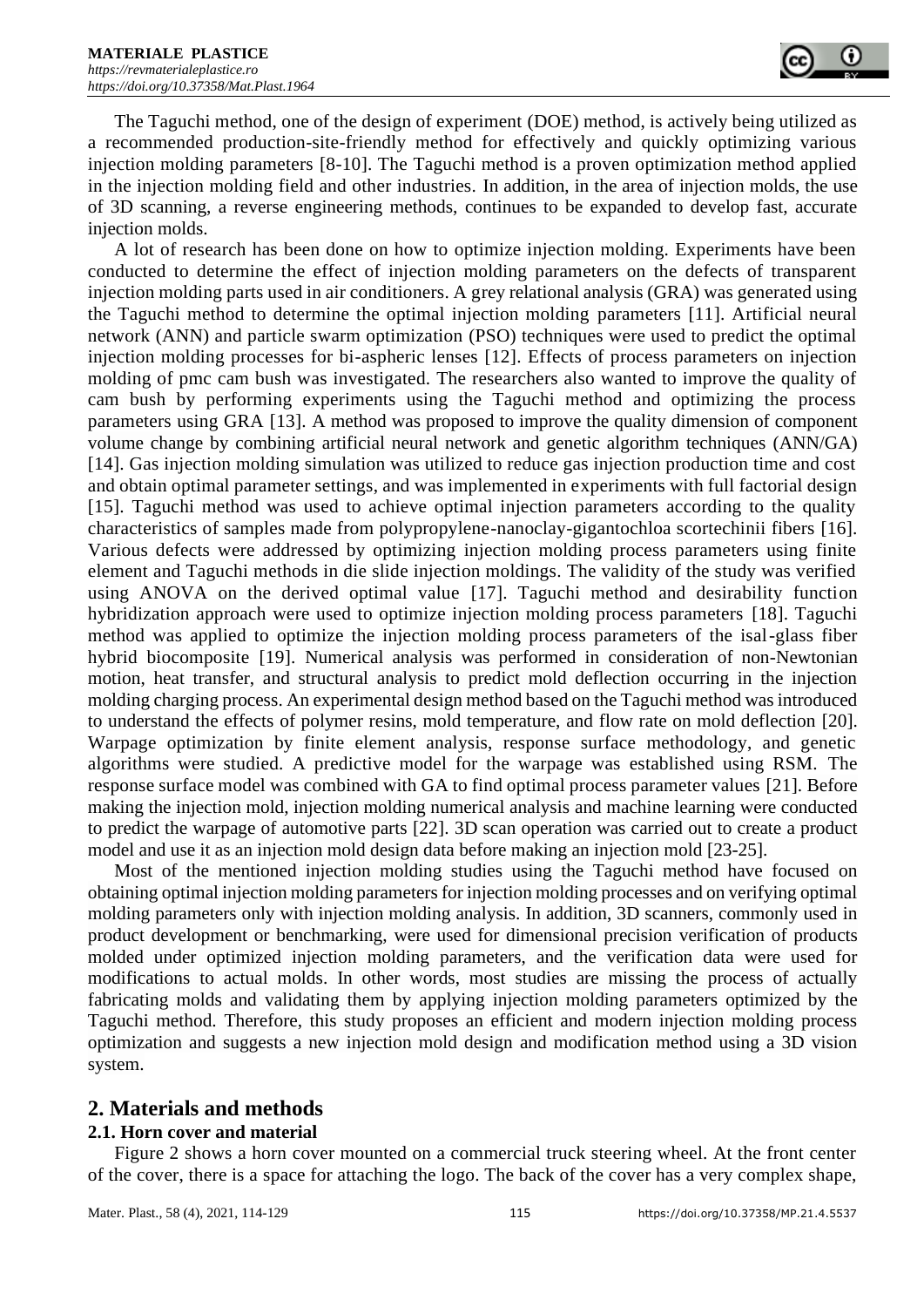The Taguchi method, one of the design of experiment (DOE) method, is actively being utilized as a recommended production-site-friendly method for effectively and quickly optimizing various injection molding parameters [8-10]. The Taguchi method is a proven optimization method applied in the injection molding field and other industries. In addition, in the area of injection molds, the use of 3D scanning, a reverse engineering methods, continues to be expanded to develop fast, accurate injection molds.

A lot of research has been done on how to optimize injection molding. Experiments have been conducted to determine the effect of injection molding parameters on the defects of transparent injection molding parts used in air conditioners. A grey relational analysis (GRA) was generated using the Taguchi method to determine the optimal injection molding parameters [11]. Artificial neural network (ANN) and particle swarm optimization (PSO) techniques were used to predict the optimal injection molding processes for bi-aspheric lenses [12]. Effects of process parameters on injection molding of pmc cam bush was investigated. The researchers also wanted to improve the quality of cam bush by performing experiments using the Taguchi method and optimizing the process parameters using GRA [13]. A method was proposed to improve the quality dimension of component volume change by combining artificial neural network and genetic algorithm techniques (ANN/GA) [14]. Gas injection molding simulation was utilized to reduce gas injection production time and cost and obtain optimal parameter settings, and was implemented in experiments with full factorial design [15]. Taguchi method was used to achieve optimal injection parameters according to the quality characteristics of samples made from polypropylene-nanoclay-gigantochloa scortechinii fibers [16]. Various defects were addressed by optimizing injection molding process parameters using finite element and Taguchi methods in die slide injection moldings. The validity of the study was verified using ANOVA on the derived optimal value [17]. Taguchi method and desirability function hybridization approach were used to optimize injection molding process parameters [18]. Taguchi method was applied to optimize the injection molding process parameters of the isal-glass fiber hybrid biocomposite [19]. Numerical analysis was performed in consideration of non-Newtonian motion, heat transfer, and structural analysis to predict mold deflection occurring in the injection molding charging process. An experimental design method based on the Taguchi method was introduced to understand the effects of polymer resins, mold temperature, and flow rate on mold deflection [20]. Warpage optimization by finite element analysis, response surface methodology, and genetic algorithms were studied. A predictive model for the warpage was established using RSM. The response surface model was combined with GA to find optimal process parameter values [21]. Before making the injection mold, injection molding numerical analysis and machine learning were conducted to predict the warpage of automotive parts [22]. 3D scan operation was carried out to create a product model and use it as an injection mold design data before making an injection mold [23-25].

Most of the mentioned injection molding studies using the Taguchi method have focused on obtaining optimal injection molding parameters for injection molding processes and on verifying optimal molding parameters only with injection molding analysis. In addition, 3D scanners, commonly used in product development or benchmarking, were used for dimensional precision verification of products molded under optimized injection molding parameters, and the verification data were used for modifications to actual molds. In other words, most studies are missing the process of actually fabricating molds and validating them by applying injection molding parameters optimized by the Taguchi method. Therefore, this study proposes an efficient and modern injection molding process optimization and suggests a new injection mold design and modification method using a 3D vision system.

## 2. Materials and methods

### 2.1. Horn cover and material

Figure 2 shows a horn cover mounted on a commercial truck steering wheel. At the front center of the cover, there is a space for attaching the logo. The back of the cover has a very complex shape,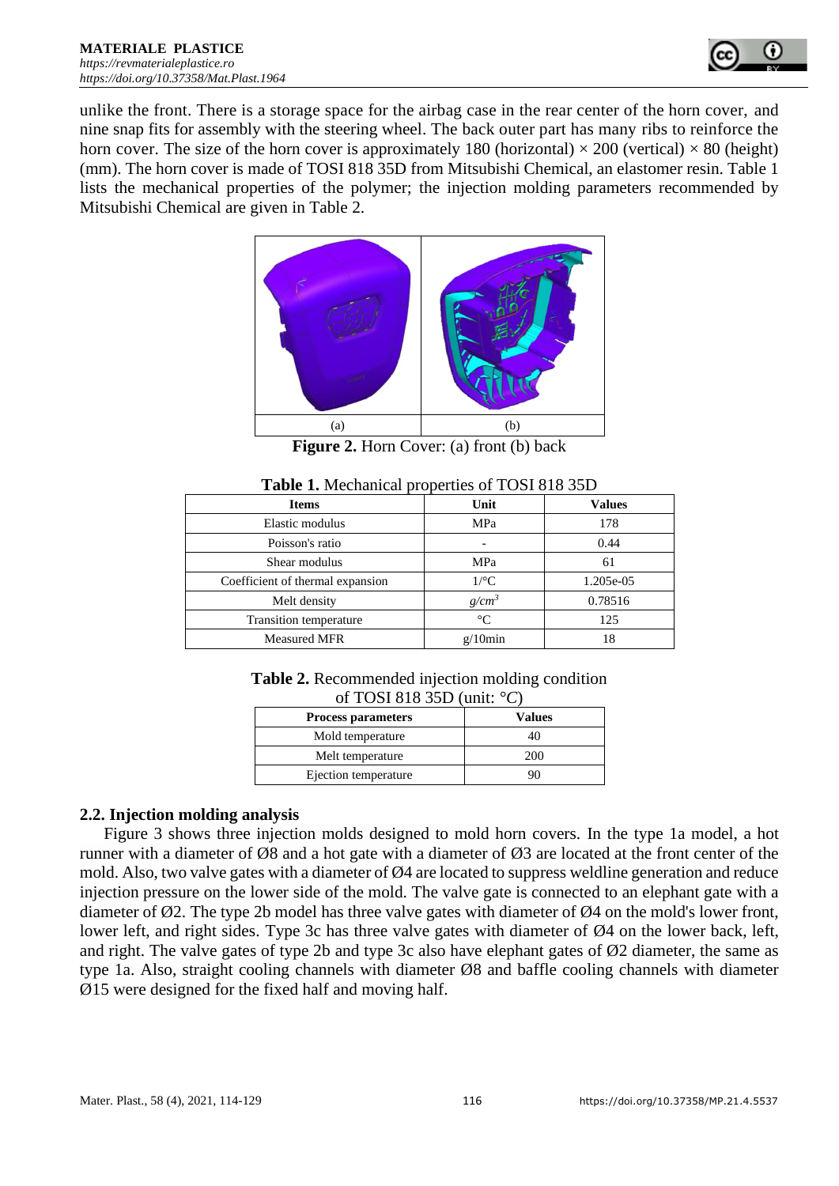unlike the front. There is a storage space for the airbag case in the rear center of the horn cover, and nine snap fits for assembly with the steering wheel. The back outer part has many ribs to reinforce the horn cover. The size of the horn cover is approximately 180 (horizontal) × 200 (vertical) × 80 (height) (mm). The horn cover is made of TOSI 818 35D from Mitsubishi Chemical, an elastomer resin. Table 1 lists the mechanical properties of the polymer; the injection molding parameters recommended by Mitsubishi Chemical are given in Table 2.

(a) (b)

**Figure 2.** Horn Cover: (a) front (b) back

**Table 1.** Mechanical properties of TOSI 818 35D

| Items | Unit | Values |
|---|---|---|
| Elastic modulus | MPa | 178 |
| Poisson's ratio | - | 0.44 |
| Shear modulus | MPa | 61 |
| Coefficient of thermal expansion | 1/°C | 1.205e-05 |
| Melt density | $g/cm^3$ | 0.78516 |
| Transition temperature | °C | 125 |
| Measured MFR | g/10min | 18 |

**Table 2.** Recommended injection molding condition of TOSI 818 35D (unit: *°C*)

| Process parameters | Values |
|---|---|
| Mold temperature | 40 |
| Melt temperature | 200 |
| Ejection temperature | 90 |

## 2.2. Injection molding analysis

Figure 3 shows three injection molds designed to mold horn covers. In the type 1a model, a hot runner with a diameter of Ø8 and a hot gate with a diameter of Ø3 are located at the front center of the mold. Also, two valve gates with a diameter of Ø4 are located to suppress weldline generation and reduce injection pressure on the lower side of the mold. The valve gate is connected to an elephant gate with a diameter of Ø2. The type 2b model has three valve gates with diameter of Ø4 on the mold's lower front, lower left, and right sides. Type 3c has three valve gates with diameter of Ø4 on the lower back, left, and right. The valve gates of type 2b and type 3c also have elephant gates of Ø2 diameter, the same as type 1a. Also, straight cooling channels with diameter Ø8 and baffle cooling channels with diameter Ø15 were designed for the fixed half and moving half.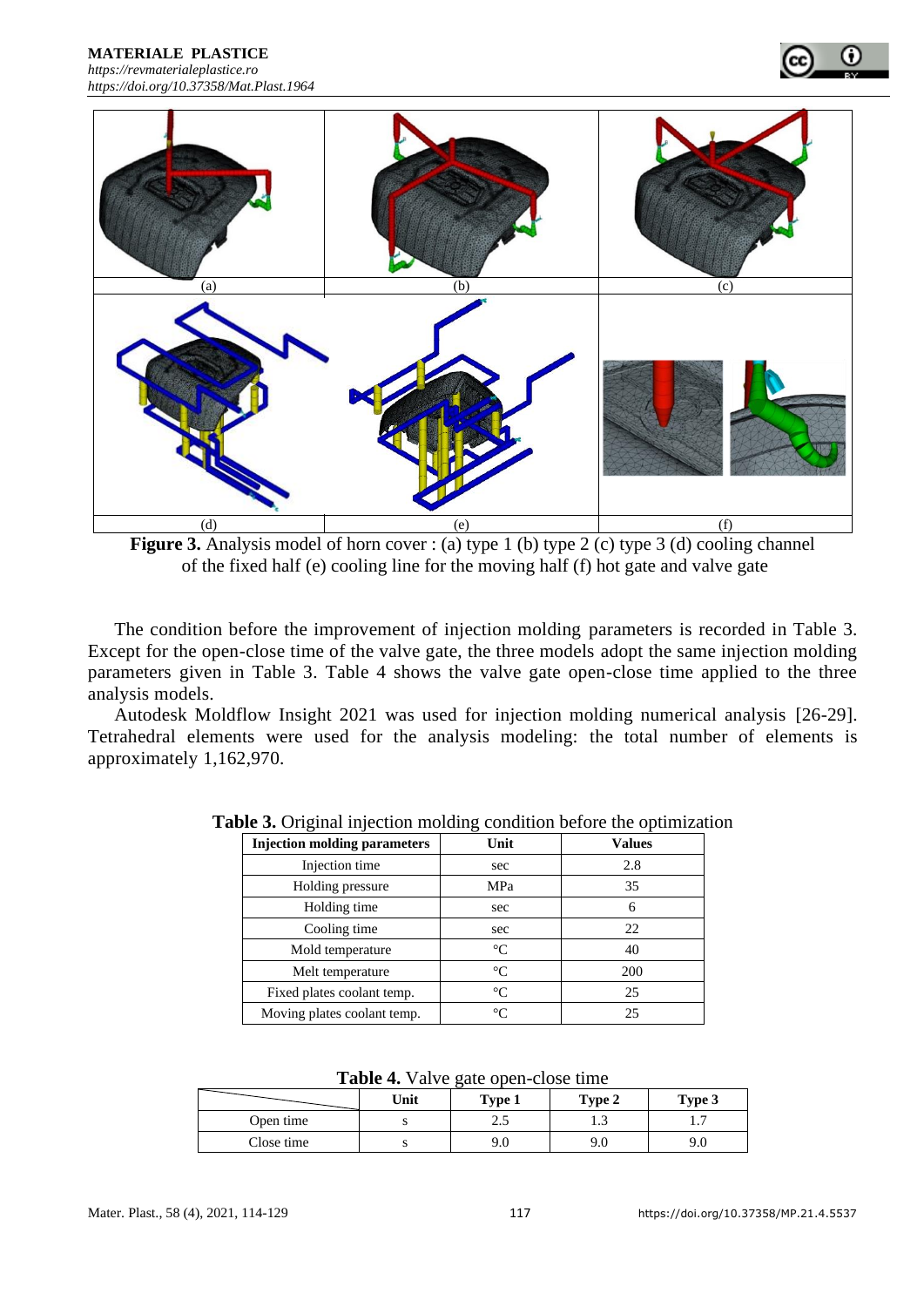(a) (b) (c)

(d) (e) (f)

**Figure 3.** Analysis model of horn cover : (a) type 1 (b) type 2 (c) type 3 (d) cooling channel of the fixed half (e) cooling line for the moving half (f) hot gate and valve gate

The condition before the improvement of injection molding parameters is recorded in Table 3. Except for the open-close time of the valve gate, the three models adopt the same injection molding parameters given in Table 3. Table 4 shows the valve gate open-close time applied to the three analysis models.

Autodesk Moldflow Insight 2021 was used for injection molding numerical analysis [26-29]. Tetrahedral elements were used for the analysis modeling: the total number of elements is approximately 1,162,970.

**Table 3.** Original injection molding condition before the optimization

| Injection molding parameters | Unit | Values |
|---|---|---|
| Injection time | sec | 2.8 |
| Holding pressure | MPa | 35 |
| Holding time | sec | 6 |
| Cooling time | sec | 22 |
| Mold temperature | °C | 40 |
| Melt temperature | °C | 200 |
| Fixed plates coolant temp. | °C | 25 |
| Moving plates coolant temp. | °C | 25 |

**Table 4.** Valve gate open-close time

| | Unit | Type 1 | Type 2 | Type 3 |
|---|---|---|---|---|
| Open time | s | 2.5 | 1.3 | 1.7 |
| Close time | s | 9.0 | 9.0 | 9.0 |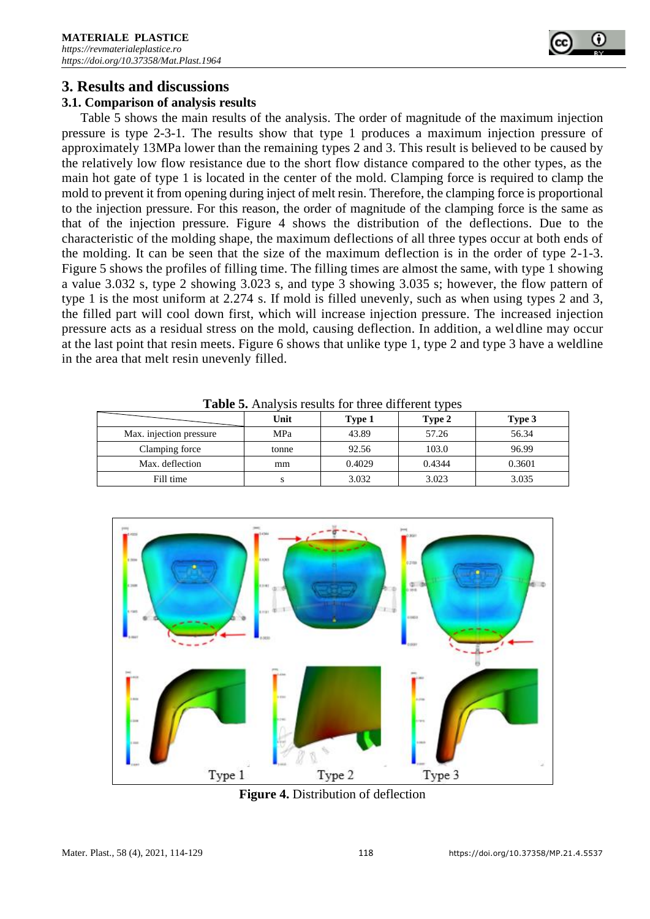## 3. Results and discussions

### 3.1. Comparison of analysis results

Table 5 shows the main results of the analysis. The order of magnitude of the maximum injection pressure is type 2-3-1. The results show that type 1 produces a maximum injection pressure of approximately 13MPa lower than the remaining types 2 and 3. This result is believed to be caused by the relatively low flow resistance due to the short flow distance compared to the other types, as the main hot gate of type 1 is located in the center of the mold. Clamping force is required to clamp the mold to prevent it from opening during inject of melt resin. Therefore, the clamping force is proportional to the injection pressure. For this reason, the order of magnitude of the clamping force is the same as that of the injection pressure. Figure 4 shows the distribution of the deflections. Due to the characteristic of the molding shape, the maximum deflections of all three types occur at both ends of the molding. It can be seen that the size of the maximum deflection is in the order of type 2-1-3. Figure 5 shows the profiles of filling time. The filling times are almost the same, with type 1 showing a value 3.032 s, type 2 showing 3.023 s, and type 3 showing 3.035 s; however, the flow pattern of type 1 is the most uniform at 2.274 s. If mold is filled unevenly, such as when using types 2 and 3, the filled part will cool down first, which will increase injection pressure. The increased injection pressure acts as a residual stress on the mold, causing deflection. In addition, a weldline may occur at the last point that resin meets. Figure 6 shows that unlike type 1, type 2 and type 3 have a weldline in the area that melt resin unevenly filled.

**Table 5.** Analysis results for three different types

| | Unit | Type 1 | Type 2 | Type 3 |
|---|---|---|---|---|
| Max. injection pressure | MPa | 43.89 | 57.26 | 56.34 |
| Clamping force | tonne | 92.56 | 103.0 | 96.99 |
| Max. deflection | mm | 0.4029 | 0.4344 | 0.3601 |
| Fill time | s | 3.032 | 3.023 | 3.035 |

**Figure 4.** Distribution of deflection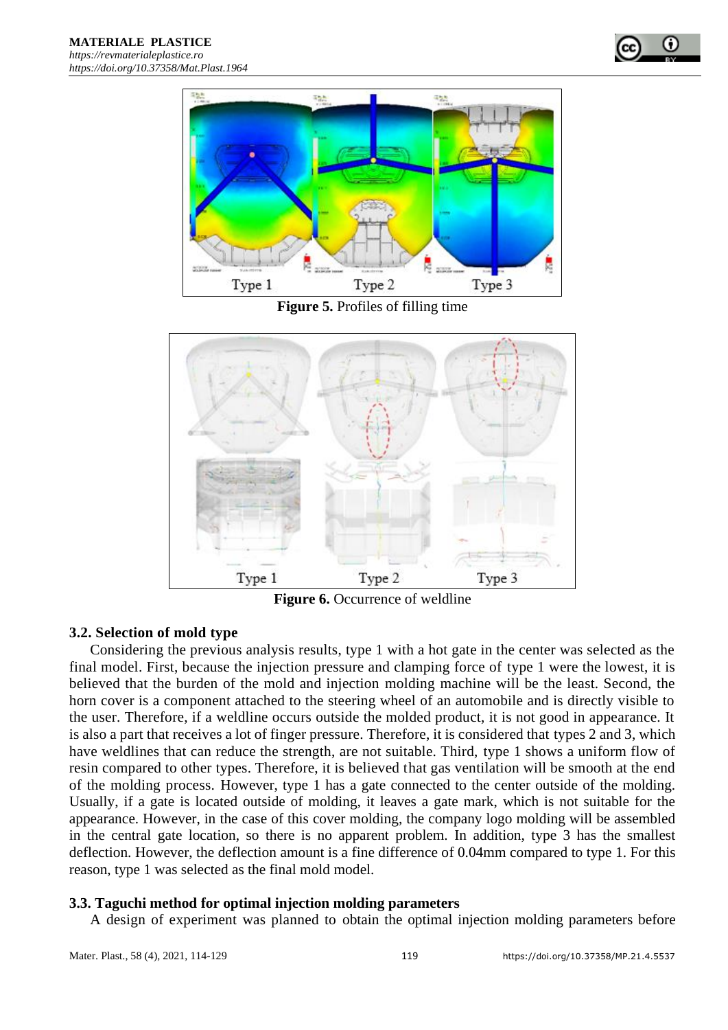Figure 5. Profiles of filling time

Figure 6. Occurrence of weldline

### 3.2. Selection of mold type

Considering the previous analysis results, type 1 with a hot gate in the center was selected as the final model. First, because the injection pressure and clamping force of type 1 were the lowest, it is believed that the burden of the mold and injection molding machine will be the least. Second, the horn cover is a component attached to the steering wheel of an automobile and is directly visible to the user. Therefore, if a weldline occurs outside the molded product, it is not good in appearance. It is also a part that receives a lot of finger pressure. Therefore, it is considered that types 2 and 3, which have weldlines that can reduce the strength, are not suitable. Third, type 1 shows a uniform flow of resin compared to other types. Therefore, it is believed that gas ventilation will be smooth at the end of the molding process. However, type 1 has a gate connected to the center outside of the molding. Usually, if a gate is located outside of molding, it leaves a gate mark, which is not suitable for the appearance. However, in the case of this cover molding, the company logo molding will be assembled in the central gate location, so there is no apparent problem. In addition, type 3 has the smallest deflection. However, the deflection amount is a fine difference of 0.04mm compared to type 1. For this reason, type 1 was selected as the final mold model.

### 3.3. Taguchi method for optimal injection molding parameters

A design of experiment was planned to obtain the optimal injection molding parameters before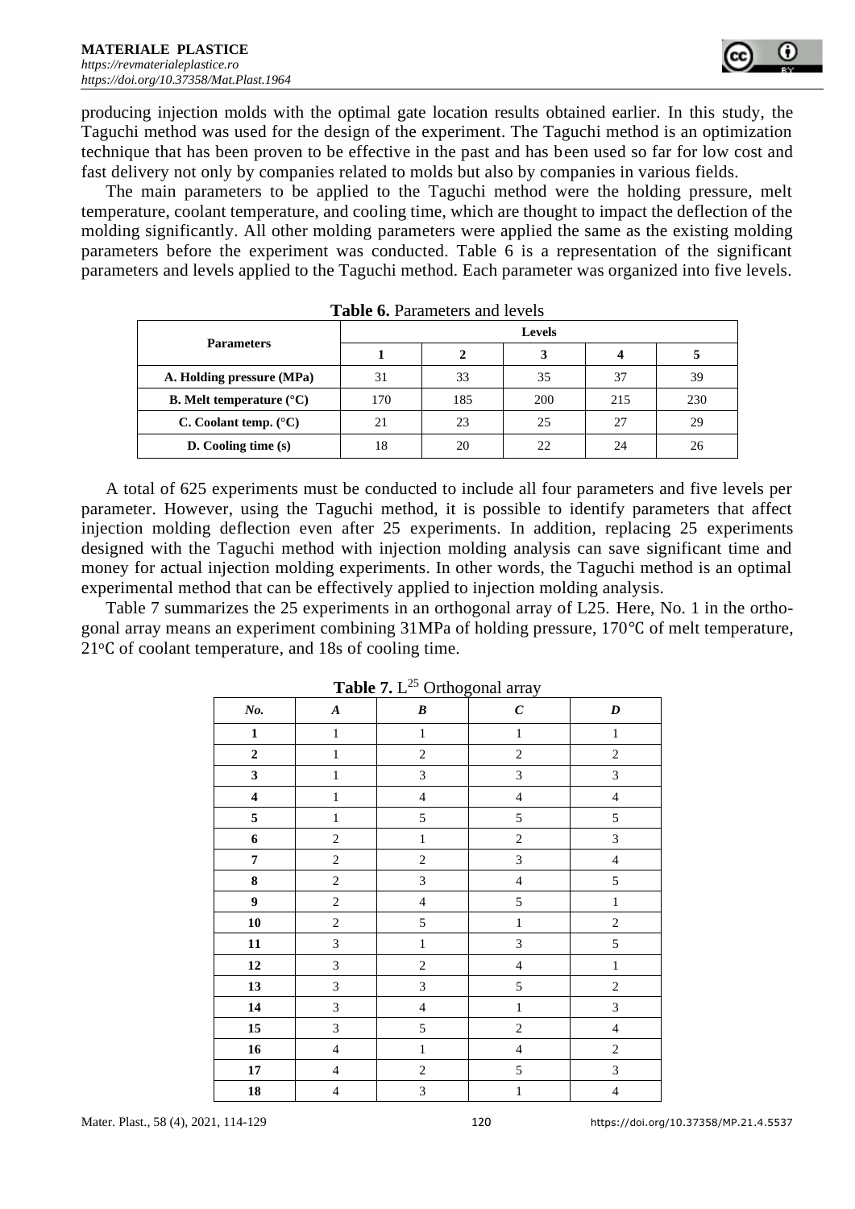producing injection molds with the optimal gate location results obtained earlier. In this study, the Taguchi method was used for the design of the experiment. The Taguchi method is an optimization technique that has been proven to be effective in the past and has been used so far for low cost and fast delivery not only by companies related to molds but also by companies in various fields.

The main parameters to be applied to the Taguchi method were the holding pressure, melt temperature, coolant temperature, and cooling time, which are thought to impact the deflection of the molding significantly. All other molding parameters were applied the same as the existing molding parameters before the experiment was conducted. Table 6 is a representation of the significant parameters and levels applied to the Taguchi method. Each parameter was organized into five levels.

**Table 6.** Parameters and levels

| Parameters | Levels | | | | |
|---|---|---|---|---|---|
| | 1 | 2 | 3 | 4 | 5 |
| A. Holding pressure (MPa) | 31 | 33 | 35 | 37 | 39 |
| B. Melt temperature (°C) | 170 | 185 | 200 | 215 | 230 |
| C. Coolant temp. (°C) | 21 | 23 | 25 | 27 | 29 |
| D. Cooling time (s) | 18 | 20 | 22 | 24 | 26 |

A total of 625 experiments must be conducted to include all four parameters and five levels per parameter. However, using the Taguchi method, it is possible to identify parameters that affect injection molding deflection even after 25 experiments. In addition, replacing 25 experiments designed with the Taguchi method with injection molding analysis can save significant time and money for actual injection molding experiments. In other words, the Taguchi method is an optimal experimental method that can be effectively applied to injection molding analysis.

Table 7 summarizes the 25 experiments in an orthogonal array of L25. Here, No. 1 in the orthogonal array means an experiment combining 31MPa of holding pressure, 170℃ of melt temperature, 21°C of coolant temperature, and 18s of cooling time.

**Table 7.** $L^{25}$ Orthogonal array

| *No.* | *A* | *B* | *C* | *D* |
|---|---|---|---|---|
| **1** | 1 | 1 | 1 | 1 |
| **2** | 1 | 2 | 2 | 2 |
| **3** | 1 | 3 | 3 | 3 |
| **4** | 1 | 4 | 4 | 4 |
| **5** | 1 | 5 | 5 | 5 |
| **6** | 2 | 1 | 2 | 3 |
| **7** | 2 | 2 | 3 | 4 |
| **8** | 2 | 3 | 4 | 5 |
| **9** | 2 | 4 | 5 | 1 |
| **10** | 2 | 5 | 1 | 2 |
| **11** | 3 | 1 | 3 | 5 |
| **12** | 3 | 2 | 4 | 1 |
| **13** | 3 | 3 | 5 | 2 |
| **14** | 3 | 4 | 1 | 3 |
| **15** | 3 | 5 | 2 | 4 |
| **16** | 4 | 1 | 4 | 2 |
| **17** | 4 | 2 | 5 | 3 |
| **18** | 4 | 3 | 1 | 4 |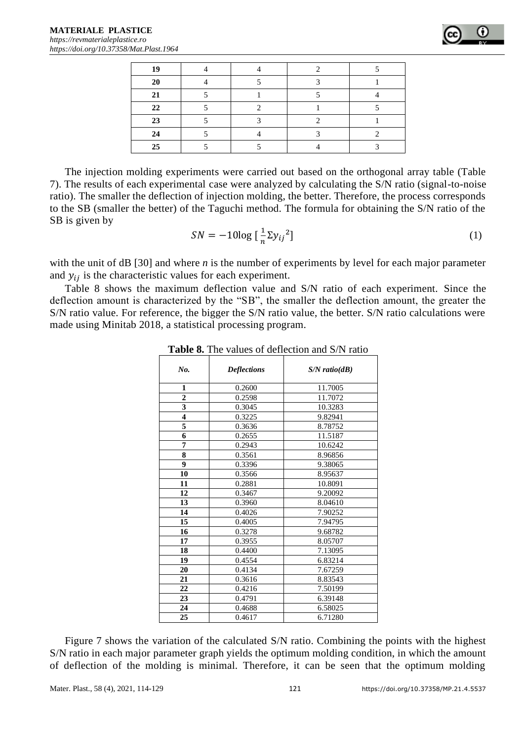| 19 | 4 | 4 | 2 | 5 |
|---|---|---|---|---|
| 20 | 4 | 5 | 3 | 1 |
| 21 | 5 | 1 | 5 | 4 |
| 22 | 5 | 2 | 1 | 5 |
| 23 | 5 | 3 | 2 | 1 |
| 24 | 5 | 4 | 3 | 2 |
| 25 | 5 | 5 | 4 | 3 |

The injection molding experiments were carried out based on the orthogonal array table (Table 7). The results of each experimental case were analyzed by calculating the S/N ratio (signal-to-noise ratio). The smaller the deflection of injection molding, the better. Therefore, the process corresponds to the SB (smaller the better) of the Taguchi method. The formula for obtaining the S/N ratio of the SB is given by

$$SN = -10\log\left[\frac{1}{n}\Sigma {y_{ij}}^2\right] \tag{1}$$

with the unit of dB [30] and where $n$ is the number of experiments by level for each major parameter and $y_{ij}$ is the characteristic values for each experiment.

Table 8 shows the maximum deflection value and S/N ratio of each experiment. Since the deflection amount is characterized by the "SB", the smaller the deflection amount, the greater the S/N ratio value. For reference, the bigger the S/N ratio value, the better. S/N ratio calculations were made using Minitab 2018, a statistical processing program.

**Table 8.** The values of deflection and S/N ratio

| *No.* | *Deflections* | *S/N ratio(dB)* |
|---|---|---|
| **1** | 0.2600 | 11.7005 |
| **2** | 0.2598 | 11.7072 |
| **3** | 0.3045 | 10.3283 |
| **4** | 0.3225 | 9.82941 |
| **5** | 0.3636 | 8.78752 |
| **6** | 0.2655 | 11.5187 |
| **7** | 0.2943 | 10.6242 |
| **8** | 0.3561 | 8.96856 |
| **9** | 0.3396 | 9.38065 |
| **10** | 0.3566 | 8.95637 |
| **11** | 0.2881 | 10.8091 |
| **12** | 0.3467 | 9.20092 |
| **13** | 0.3960 | 8.04610 |
| **14** | 0.4026 | 7.90252 |
| **15** | 0.4005 | 7.94795 |
| **16** | 0.3278 | 9.68782 |
| **17** | 0.3955 | 8.05707 |
| **18** | 0.4400 | 7.13095 |
| **19** | 0.4554 | 6.83214 |
| **20** | 0.4134 | 7.67259 |
| **21** | 0.3616 | 8.83543 |
| **22** | 0.4216 | 7.50199 |
| **23** | 0.4791 | 6.39148 |
| **24** | 0.4688 | 6.58025 |
| **25** | 0.4617 | 6.71280 |

Figure 7 shows the variation of the calculated S/N ratio. Combining the points with the highest S/N ratio in each major parameter graph yields the optimum molding condition, in which the amount of deflection of the molding is minimal. Therefore, it can be seen that the optimum molding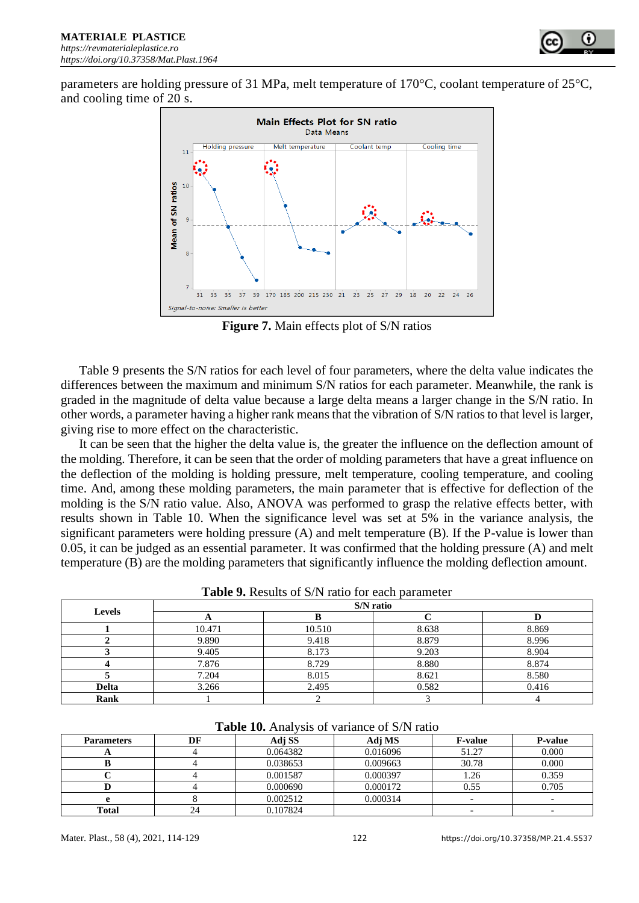parameters are holding pressure of 31 MPa, melt temperature of 170°C, coolant temperature of 25°C, and cooling time of 20 s.

**Figure 7.** Main effects plot of S/N ratios

Table 9 presents the S/N ratios for each level of four parameters, where the delta value indicates the differences between the maximum and minimum S/N ratios for each parameter. Meanwhile, the rank is graded in the magnitude of delta value because a large delta means a larger change in the S/N ratio. In other words, a parameter having a higher rank means that the vibration of S/N ratios to that level is larger, giving rise to more effect on the characteristic.

It can be seen that the higher the delta value is, the greater the influence on the deflection amount of the molding. Therefore, it can be seen that the order of molding parameters that have a great influence on the deflection of the molding is holding pressure, melt temperature, cooling temperature, and cooling time. And, among these molding parameters, the main parameter that is effective for deflection of the molding is the S/N ratio value. Also, ANOVA was performed to grasp the relative effects better, with results shown in Table 10. When the significance level was set at 5% in the variance analysis, the significant parameters were holding pressure (A) and melt temperature (B). If the P-value is lower than 0.05, it can be judged as an essential parameter. It was confirmed that the holding pressure (A) and melt temperature (B) are the molding parameters that significantly influence the molding deflection amount.

**Table 9.** Results of S/N ratio for each parameter

| Levels | S/N ratio | | | |
|---|---|---|---|---|
| | **A** | **B** | **C** | **D** |
| **1** | 10.471 | 10.510 | 8.638 | 8.869 |
| **2** | 9.890 | 9.418 | 8.879 | 8.996 |
| **3** | 9.405 | 8.173 | 9.203 | 8.904 |
| **4** | 7.876 | 8.729 | 8.880 | 8.874 |
| **5** | 7.204 | 8.015 | 8.621 | 8.580 |
| **Delta** | 3.266 | 2.495 | 0.582 | 0.416 |
| **Rank** | 1 | 2 | 3 | 4 |

**Table 10.** Analysis of variance of S/N ratio

| Parameters | DF | Adj SS | Adj MS | F-value | P-value |
|---|---|---|---|---|---|
| **A** | 4 | 0.064382 | 0.016096 | 51.27 | 0.000 |
| **B** | 4 | 0.038653 | 0.009663 | 30.78 | 0.000 |
| **C** | 4 | 0.001587 | 0.000397 | 1.26 | 0.359 |
| **D** | 4 | 0.000690 | 0.000172 | 0.55 | 0.705 |
| **e** | 8 | 0.002512 | 0.000314 | - | - |
| **Total** | 24 | 0.107824 | | - | - |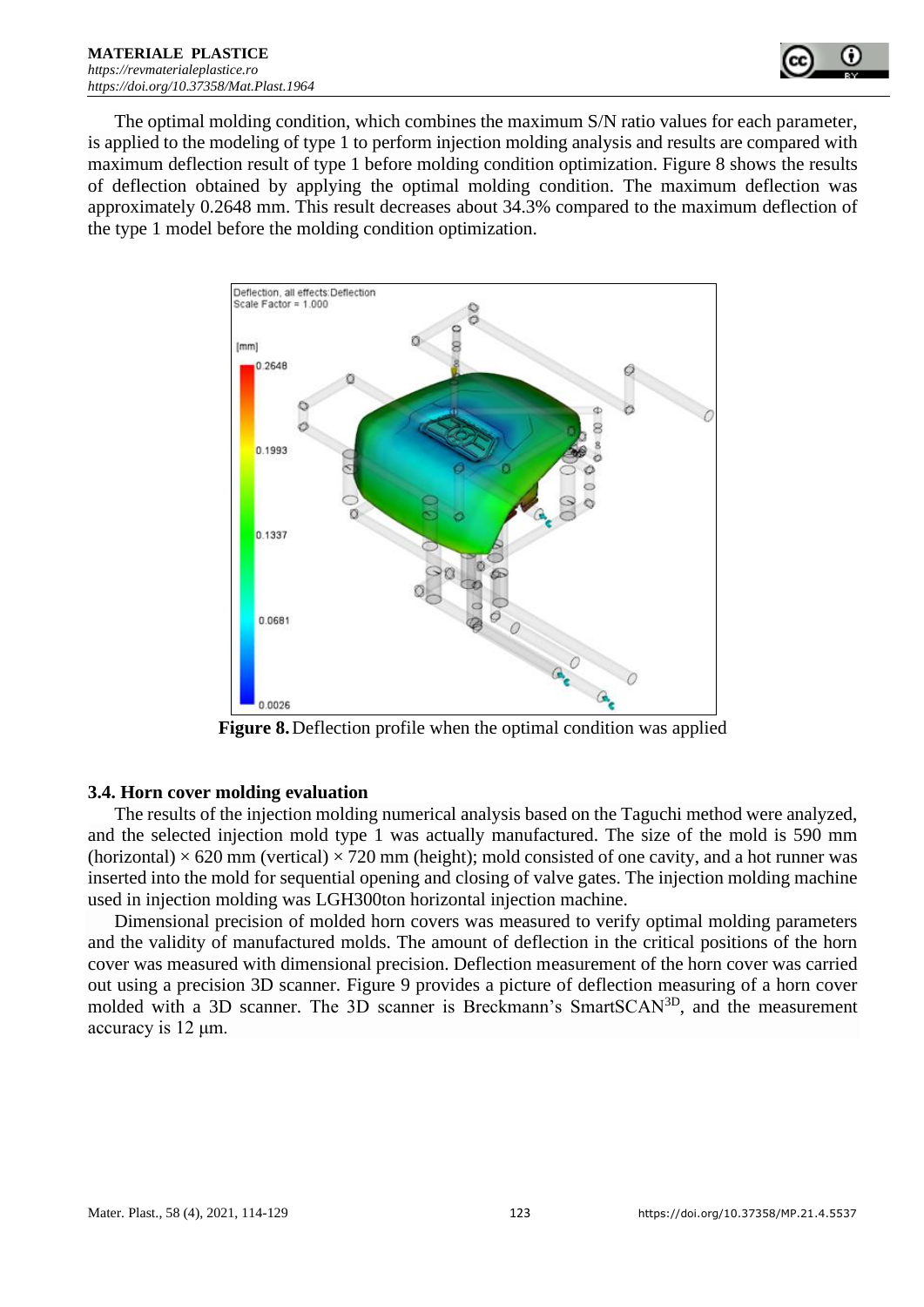The optimal molding condition, which combines the maximum S/N ratio values for each parameter, is applied to the modeling of type 1 to perform injection molding analysis and results are compared with maximum deflection result of type 1 before molding condition optimization. Figure 8 shows the results of deflection obtained by applying the optimal molding condition. The maximum deflection was approximately 0.2648 mm. This result decreases about 34.3% compared to the maximum deflection of the type 1 model before the molding condition optimization.

**Figure 8.** Deflection profile when the optimal condition was applied

### 3.4. Horn cover molding evaluation

The results of the injection molding numerical analysis based on the Taguchi method were analyzed, and the selected injection mold type 1 was actually manufactured. The size of the mold is 590 mm (horizontal) × 620 mm (vertical) × 720 mm (height); mold consisted of one cavity, and a hot runner was inserted into the mold for sequential opening and closing of valve gates. The injection molding machine used in injection molding was LGH300ton horizontal injection machine.

Dimensional precision of molded horn covers was measured to verify optimal molding parameters and the validity of manufactured molds. The amount of deflection in the critical positions of the horn cover was measured with dimensional precision. Deflection measurement of the horn cover was carried out using a precision 3D scanner. Figure 9 provides a picture of deflection measuring of a horn cover molded with a 3D scanner. The 3D scanner is Breckmann's SmartSCAN$^{3D}$, and the measurement accuracy is 12 μm.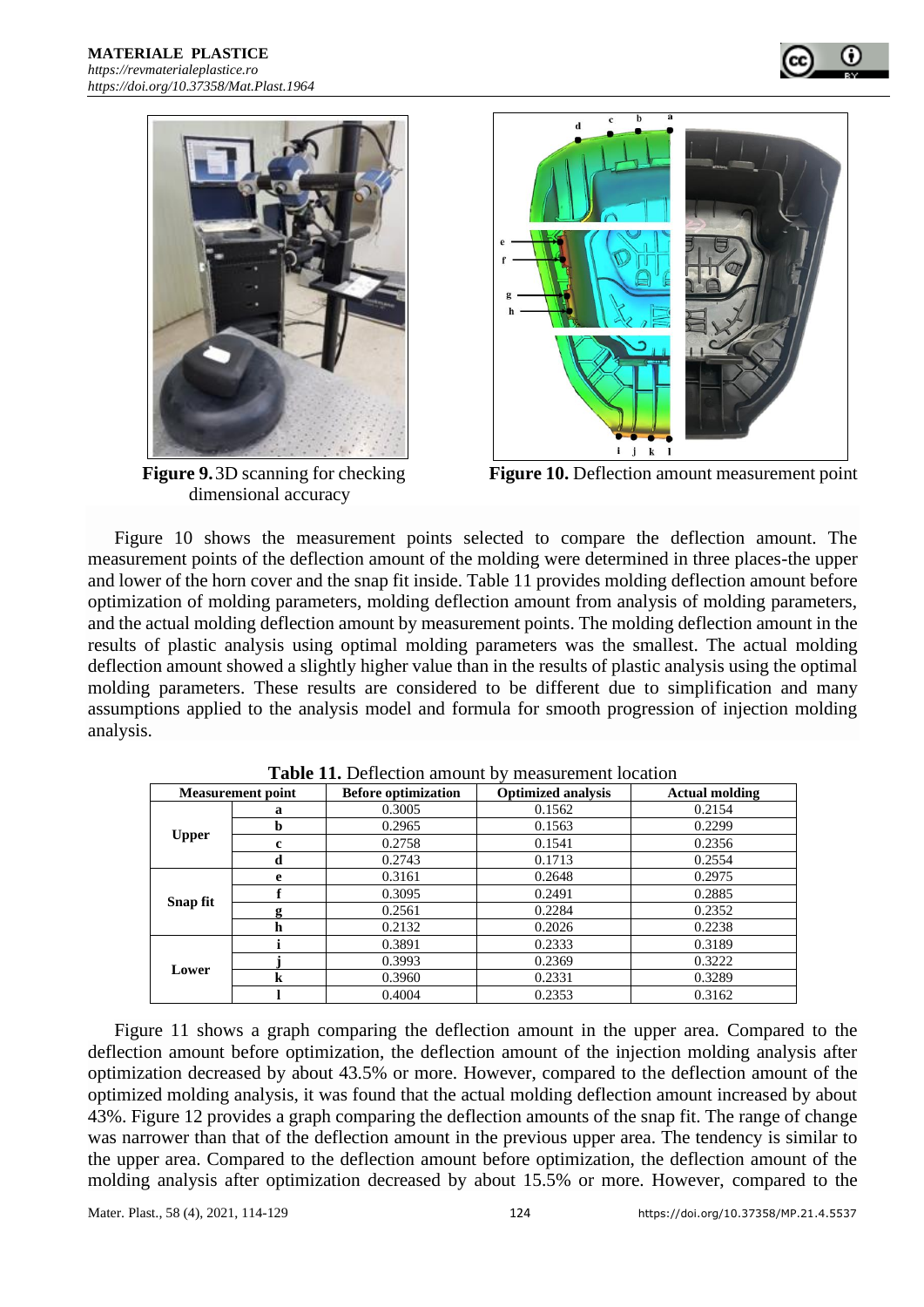Figure 9. 3D scanning for checking dimensional accuracy

Figure 10. Deflection amount measurement point

Figure 10 shows the measurement points selected to compare the deflection amount. The measurement points of the deflection amount of the molding were determined in three places-the upper and lower of the horn cover and the snap fit inside. Table 11 provides molding deflection amount before optimization of molding parameters, molding deflection amount from analysis of molding parameters, and the actual molding deflection amount by measurement points. The molding deflection amount in the results of plastic analysis using optimal molding parameters was the smallest. The actual molding deflection amount showed a slightly higher value than in the results of plastic analysis using the optimal molding parameters. These results are considered to be different due to simplification and many assumptions applied to the analysis model and formula for smooth progression of injection molding analysis.

**Table 11.** Deflection amount by measurement location

| Measurement point | | Before optimization | Optimized analysis | Actual molding |
|---|---|---|---|---|
| Upper | a | 0.3005 | 0.1562 | 0.2154 |
| | b | 0.2965 | 0.1563 | 0.2299 |
| | c | 0.2758 | 0.1541 | 0.2356 |
| | d | 0.2743 | 0.1713 | 0.2554 |
| Snap fit | e | 0.3161 | 0.2648 | 0.2975 |
| | f | 0.3095 | 0.2491 | 0.2885 |
| | g | 0.2561 | 0.2284 | 0.2352 |
| | h | 0.2132 | 0.2026 | 0.2238 |
| Lower | i | 0.3891 | 0.2333 | 0.3189 |
| | j | 0.3993 | 0.2369 | 0.3222 |
| | k | 0.3960 | 0.2331 | 0.3289 |
| | l | 0.4004 | 0.2353 | 0.3162 |

Figure 11 shows a graph comparing the deflection amount in the upper area. Compared to the deflection amount before optimization, the deflection amount of the injection molding analysis after optimization decreased by about 43.5% or more. However, compared to the deflection amount of the optimized molding analysis, it was found that the actual molding deflection amount increased by about 43%. Figure 12 provides a graph comparing the deflection amounts of the snap fit. The range of change was narrower than that of the deflection amount in the previous upper area. The tendency is similar to the upper area. Compared to the deflection amount before optimization, the deflection amount of the molding analysis after optimization decreased by about 15.5% or more. However, compared to the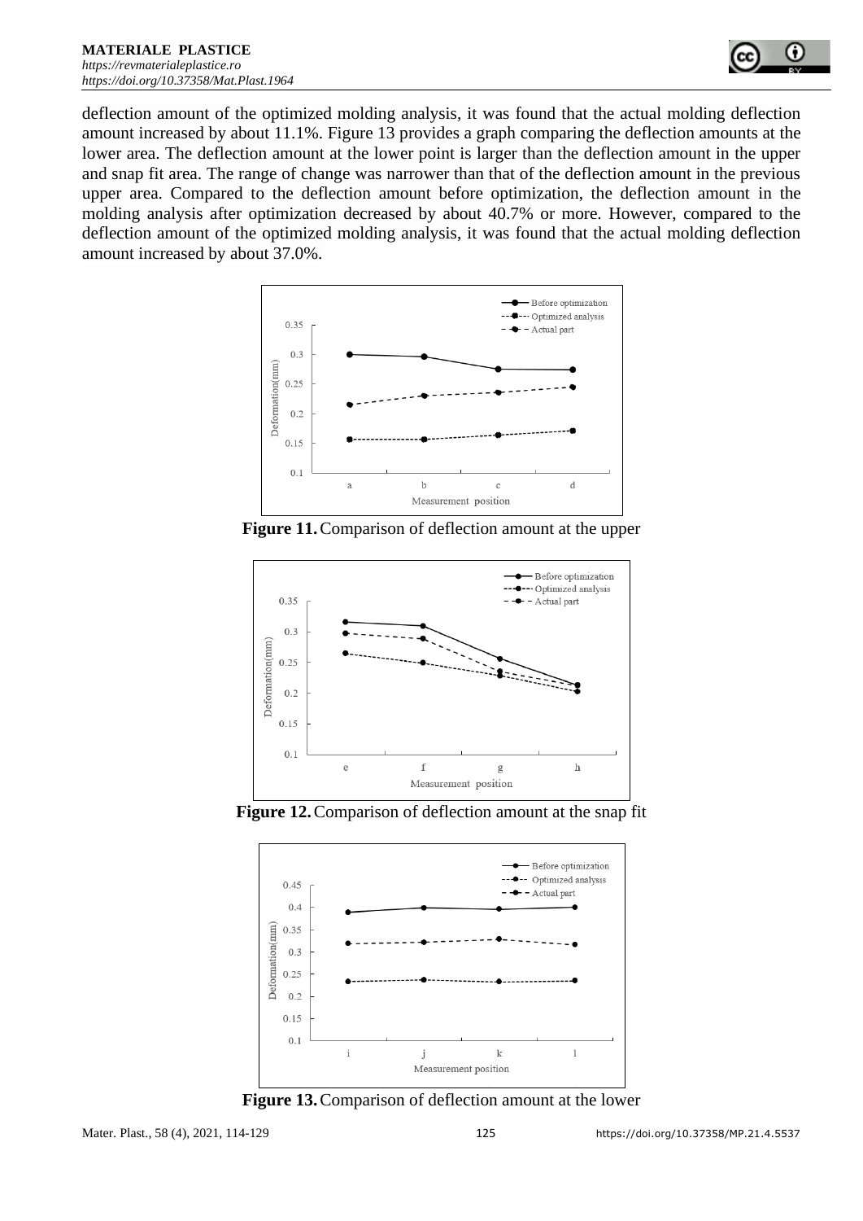deflection amount of the optimized molding analysis, it was found that the actual molding deflection amount increased by about 11.1%. Figure 13 provides a graph comparing the deflection amounts at the lower area. The deflection amount at the lower point is larger than the deflection amount in the upper and snap fit area. The range of change was narrower than that of the deflection amount in the previous upper area. Compared to the deflection amount before optimization, the deflection amount in the molding analysis after optimization decreased by about 40.7% or more. However, compared to the deflection amount of the optimized molding analysis, it was found that the actual molding deflection amount increased by about 37.0%.

**Figure 11.** Comparison of deflection amount at the upper

**Figure 12.** Comparison of deflection amount at the snap fit

**Figure 13.** Comparison of deflection amount at the lower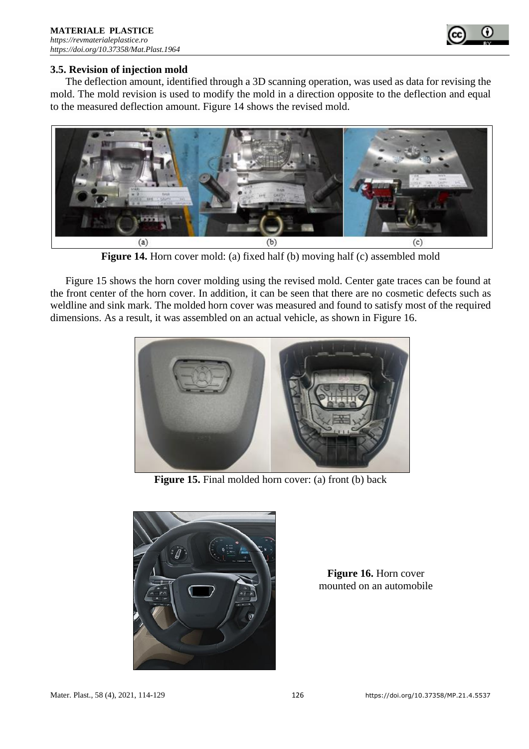### 3.5. Revision of injection mold

The deflection amount, identified through a 3D scanning operation, was used as data for revising the mold. The mold revision is used to modify the mold in a direction opposite to the deflection and equal to the measured deflection amount. Figure 14 shows the revised mold.

**Figure 14.** Horn cover mold: (a) fixed half (b) moving half (c) assembled mold

Figure 15 shows the horn cover molding using the revised mold. Center gate traces can be found at the front center of the horn cover. In addition, it can be seen that there are no cosmetic defects such as weldline and sink mark. The molded horn cover was measured and found to satisfy most of the required dimensions. As a result, it was assembled on an actual vehicle, as shown in Figure 16.

**Figure 15.** Final molded horn cover: (a) front (b) back

**Figure 16.** Horn cover mounted on an automobile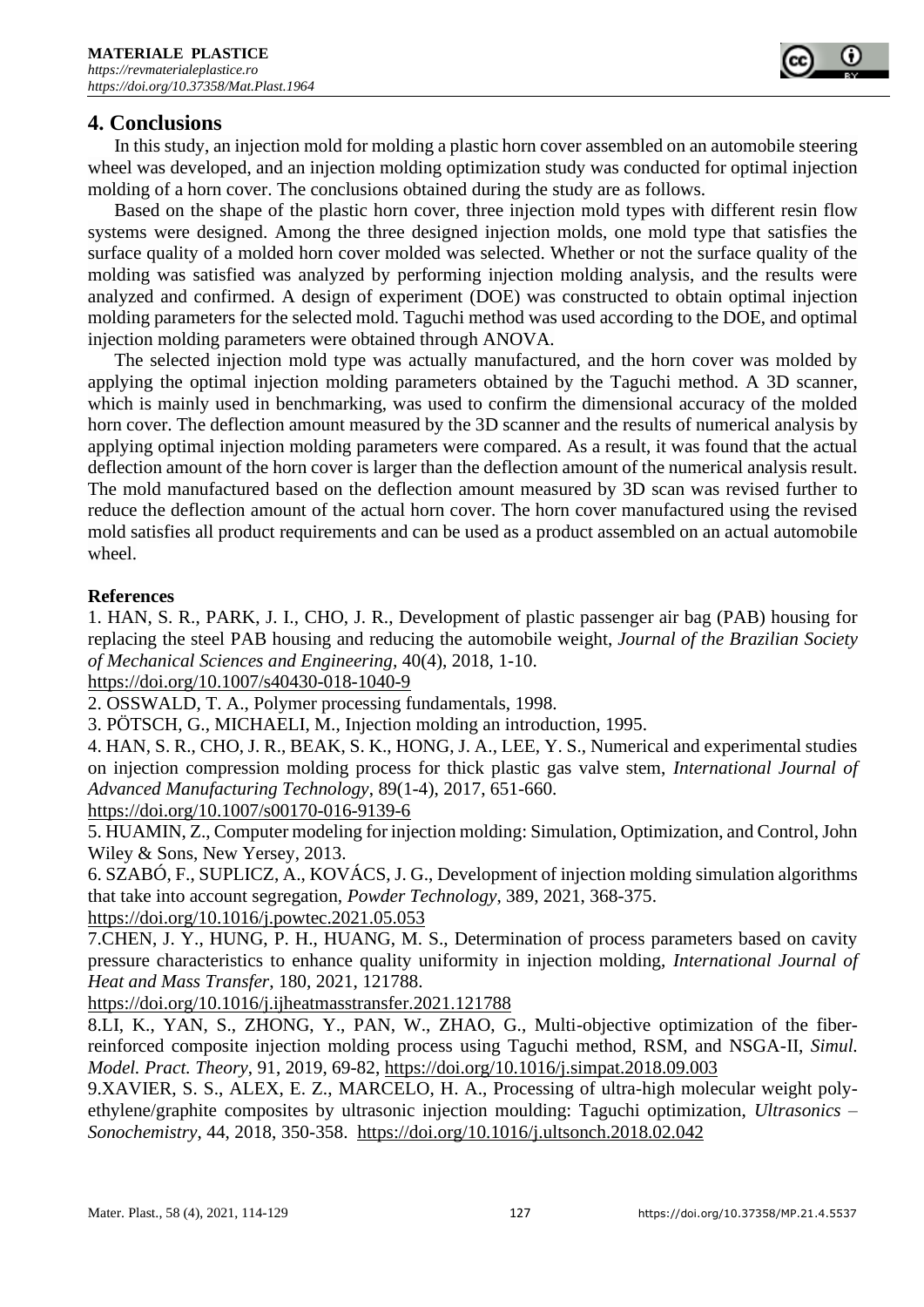## 4. Conclusions

In this study, an injection mold for molding a plastic horn cover assembled on an automobile steering wheel was developed, and an injection molding optimization study was conducted for optimal injection molding of a horn cover. The conclusions obtained during the study are as follows.

Based on the shape of the plastic horn cover, three injection mold types with different resin flow systems were designed. Among the three designed injection molds, one mold type that satisfies the surface quality of a molded horn cover molded was selected. Whether or not the surface quality of the molding was satisfied was analyzed by performing injection molding analysis, and the results were analyzed and confirmed. A design of experiment (DOE) was constructed to obtain optimal injection molding parameters for the selected mold. Taguchi method was used according to the DOE, and optimal injection molding parameters were obtained through ANOVA.

The selected injection mold type was actually manufactured, and the horn cover was molded by applying the optimal injection molding parameters obtained by the Taguchi method. A 3D scanner, which is mainly used in benchmarking, was used to confirm the dimensional accuracy of the molded horn cover. The deflection amount measured by the 3D scanner and the results of numerical analysis by applying optimal injection molding parameters were compared. As a result, it was found that the actual deflection amount of the horn cover is larger than the deflection amount of the numerical analysis result. The mold manufactured based on the deflection amount measured by 3D scan was revised further to reduce the deflection amount of the actual horn cover. The horn cover manufactured using the revised mold satisfies all product requirements and can be used as a product assembled on an actual automobile wheel.

**References**

1. HAN, S. R., PARK, J. I., CHO, J. R., Development of plastic passenger air bag (PAB) housing for replacing the steel PAB housing and reducing the automobile weight, *Journal of the Brazilian Society of Mechanical Sciences and Engineering*, 40(4), 2018, 1-10. https://doi.org/10.1007/s40430-018-1040-9
2. OSSWALD, T. A., Polymer processing fundamentals, 1998.
3. PÖTSCH, G., MICHAELI, M., Injection molding an introduction, 1995.
4. HAN, S. R., CHO, J. R., BEAK, S. K., HONG, J. A., LEE, Y. S., Numerical and experimental studies on injection compression molding process for thick plastic gas valve stem, *International Journal of Advanced Manufacturing Technology*, 89(1-4), 2017, 651-660. https://doi.org/10.1007/s00170-016-9139-6
5. HUAMIN, Z., Computer modeling for injection molding: Simulation, Optimization, and Control, John Wiley & Sons, New Yersey, 2013.
6. SZABÓ, F., SUPLICZ, A., KOVÁCS, J. G., Development of injection molding simulation algorithms that take into account segregation, *Powder Technology*, 389, 2021, 368-375. https://doi.org/10.1016/j.powtec.2021.05.053
7. CHEN, J. Y., HUNG, P. H., HUANG, M. S., Determination of process parameters based on cavity pressure characteristics to enhance quality uniformity in injection molding, *International Journal of Heat and Mass Transfer*, 180, 2021, 121788. https://doi.org/10.1016/j.ijheatmasstransfer.2021.121788
8. LI, K., YAN, S., ZHONG, Y., PAN, W., ZHAO, G., Multi-objective optimization of the fiber-reinforced composite injection molding process using Taguchi method, RSM, and NSGA-II, *Simul. Model. Pract. Theory*, 91, 2019, 69-82, https://doi.org/10.1016/j.simpat.2018.09.003
9. XAVIER, S. S., ALEX, E. Z., MARCELO, H. A., Processing of ultra-high molecular weight polyethylene/graphite composites by ultrasonic injection moulding: Taguchi optimization, *Ultrasonics – Sonochemistry*, 44, 2018, 350-358. https://doi.org/10.1016/j.ultsonch.2018.02.042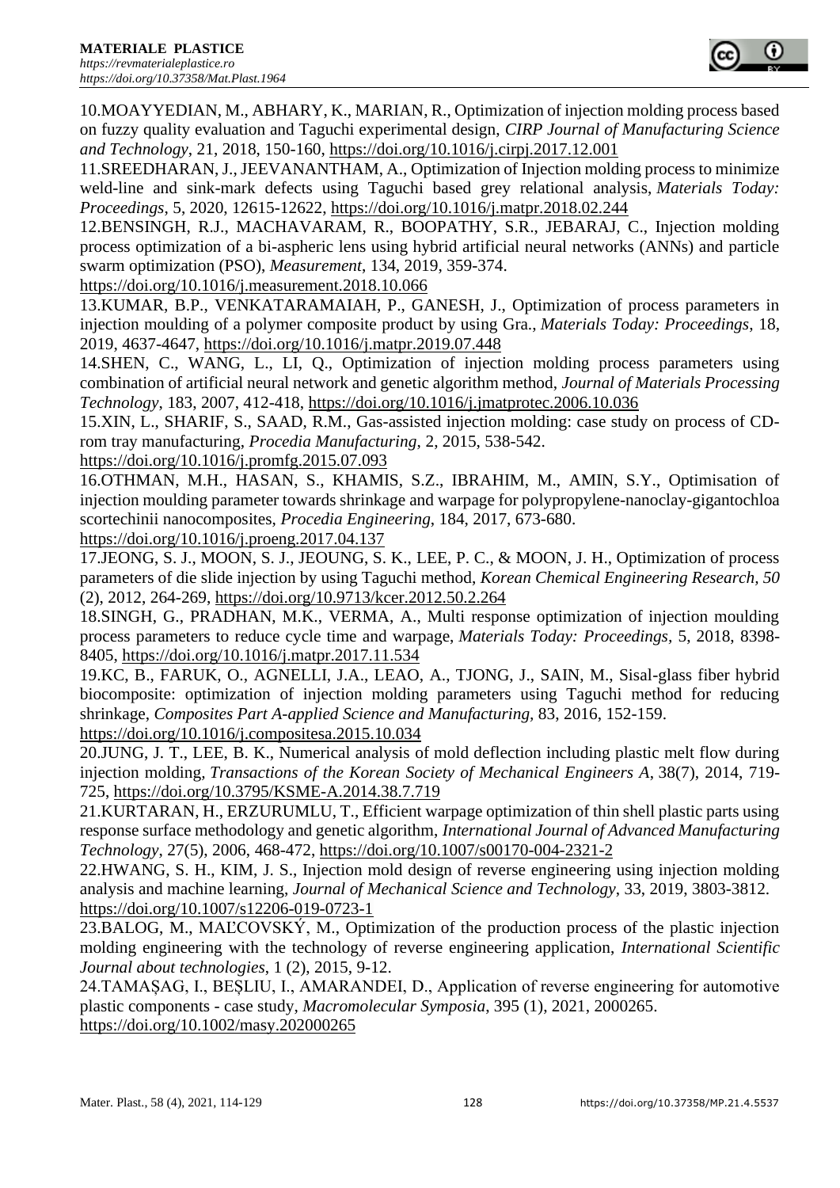10.MOAYYEDIAN, M., ABHARY, K., MARIAN, R., Optimization of injection molding process based on fuzzy quality evaluation and Taguchi experimental design, *CIRP Journal of Manufacturing Science and Technology*, 21, 2018, 150-160, https://doi.org/10.1016/j.cirpj.2017.12.001

11.SREEDHARAN, J., JEEVANANTHAM, A., Optimization of Injection molding process to minimize weld-line and sink-mark defects using Taguchi based grey relational analysis, *Materials Today: Proceedings*, 5, 2020, 12615-12622, https://doi.org/10.1016/j.matpr.2018.02.244

12.BENSINGH, R.J., MACHAVARAM, R., BOOPATHY, S.R., JEBARAJ, C., Injection molding process optimization of a bi-aspheric lens using hybrid artificial neural networks (ANNs) and particle swarm optimization (PSO), *Measurement*, 134, 2019, 359-374. https://doi.org/10.1016/j.measurement.2018.10.066

13.KUMAR, B.P., VENKATARAMAIAH, P., GANESH, J., Optimization of process parameters in injection moulding of a polymer composite product by using Gra., *Materials Today: Proceedings*, 18, 2019, 4637-4647, https://doi.org/10.1016/j.matpr.2019.07.448

14.SHEN, C., WANG, L., LI, Q., Optimization of injection molding process parameters using combination of artificial neural network and genetic algorithm method, *Journal of Materials Processing Technology*, 183, 2007, 412-418, https://doi.org/10.1016/j.jmatprotec.2006.10.036

15.XIN, L., SHARIF, S., SAAD, R.M., Gas-assisted injection molding: case study on process of CD-rom tray manufacturing, *Procedia Manufacturing*, 2, 2015, 538-542. https://doi.org/10.1016/j.promfg.2015.07.093

16.OTHMAN, M.H., HASAN, S., KHAMIS, S.Z., IBRAHIM, M., AMIN, S.Y., Optimisation of injection moulding parameter towards shrinkage and warpage for polypropylene-nanoclay-gigantochloa scortechinii nanocomposites, *Procedia Engineering*, 184, 2017, 673-680. https://doi.org/10.1016/j.proeng.2017.04.137

17.JEONG, S. J., MOON, S. J., JEOUNG, S. K., LEE, P. C., & MOON, J. H., Optimization of process parameters of die slide injection by using Taguchi method, *Korean Chemical Engineering Research, 50* (2), 2012, 264-269, https://doi.org/10.9713/kcer.2012.50.2.264

18.SINGH, G., PRADHAN, M.K., VERMA, A., Multi response optimization of injection moulding process parameters to reduce cycle time and warpage, *Materials Today: Proceedings*, 5, 2018, 8398-8405, https://doi.org/10.1016/j.matpr.2017.11.534

19.KC, B., FARUK, O., AGNELLI, J.A., LEAO, A., TJONG, J., SAIN, M., Sisal-glass fiber hybrid biocomposite: optimization of injection molding parameters using Taguchi method for reducing shrinkage, *Composites Part A-applied Science and Manufacturing*, 83, 2016, 152-159. https://doi.org/10.1016/j.compositesa.2015.10.034

20.JUNG, J. T., LEE, B. K., Numerical analysis of mold deflection including plastic melt flow during injection molding, *Transactions of the Korean Society of Mechanical Engineers A*, 38(7), 2014, 719-725, https://doi.org/10.3795/KSME-A.2014.38.7.719

21.KURTARAN, H., ERZURUMLU, T., Efficient warpage optimization of thin shell plastic parts using response surface methodology and genetic algorithm, *International Journal of Advanced Manufacturing Technology*, 27(5), 2006, 468-472, https://doi.org/10.1007/s00170-004-2321-2

22.HWANG, S. H., KIM, J. S., Injection mold design of reverse engineering using injection molding analysis and machine learning, *Journal of Mechanical Science and Technology*, 33, 2019, 3803-3812. https://doi.org/10.1007/s12206-019-0723-1

23.BALOG, M., MAĽCOVSKÝ, M., Optimization of the production process of the plastic injection molding engineering with the technology of reverse engineering application, *International Scientific Journal about technologies*, 1 (2), 2015, 9-12.

24.TAMAȘAG, I., BEȘLIU, I., AMARANDEI, D., Application of reverse engineering for automotive plastic components - case study, *Macromolecular Symposia*, 395 (1), 2021, 2000265. https://doi.org/10.1002/masy.202000265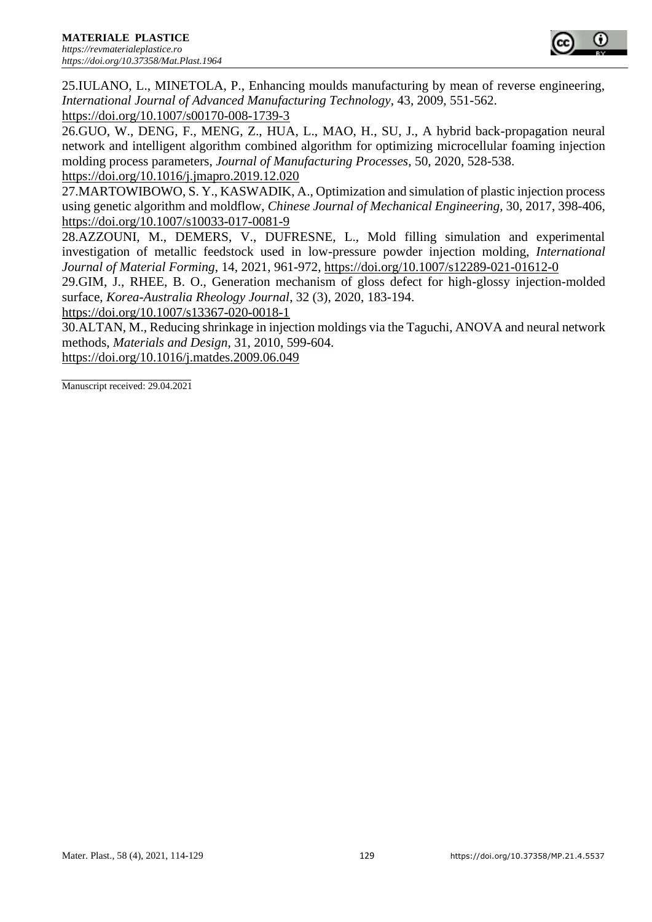25.IULANO, L., MINETOLA, P., Enhancing moulds manufacturing by mean of reverse engineering, *International Journal of Advanced Manufacturing Technology*, 43, 2009, 551-562. https://doi.org/10.1007/s00170-008-1739-3

26.GUO, W., DENG, F., MENG, Z., HUA, L., MAO, H., SU, J., A hybrid back-propagation neural network and intelligent algorithm combined algorithm for optimizing microcellular foaming injection molding process parameters, *Journal of Manufacturing Processes*, 50, 2020, 528-538. https://doi.org/10.1016/j.jmapro.2019.12.020

27.MARTOWIBOWO, S. Y., KASWADIK, A., Optimization and simulation of plastic injection process using genetic algorithm and moldflow, *Chinese Journal of Mechanical Engineering*, 30, 2017, 398-406, https://doi.org/10.1007/s10033-017-0081-9

28.AZZOUNI, M., DEMERS, V., DUFRESNE, L., Mold filling simulation and experimental investigation of metallic feedstock used in low-pressure powder injection molding, *International Journal of Material Forming*, 14, 2021, 961-972, https://doi.org/10.1007/s12289-021-01612-0

29.GIM, J., RHEE, B. O., Generation mechanism of gloss defect for high-glossy injection-molded surface, *Korea-Australia Rheology Journal*, 32 (3), 2020, 183-194. https://doi.org/10.1007/s13367-020-0018-1

30.ALTAN, M., Reducing shrinkage in injection moldings via the Taguchi, ANOVA and neural network methods, *Materials and Design*, 31, 2010, 599-604. https://doi.org/10.1016/j.matdes.2009.06.049

Manuscript received: 29.04.2021